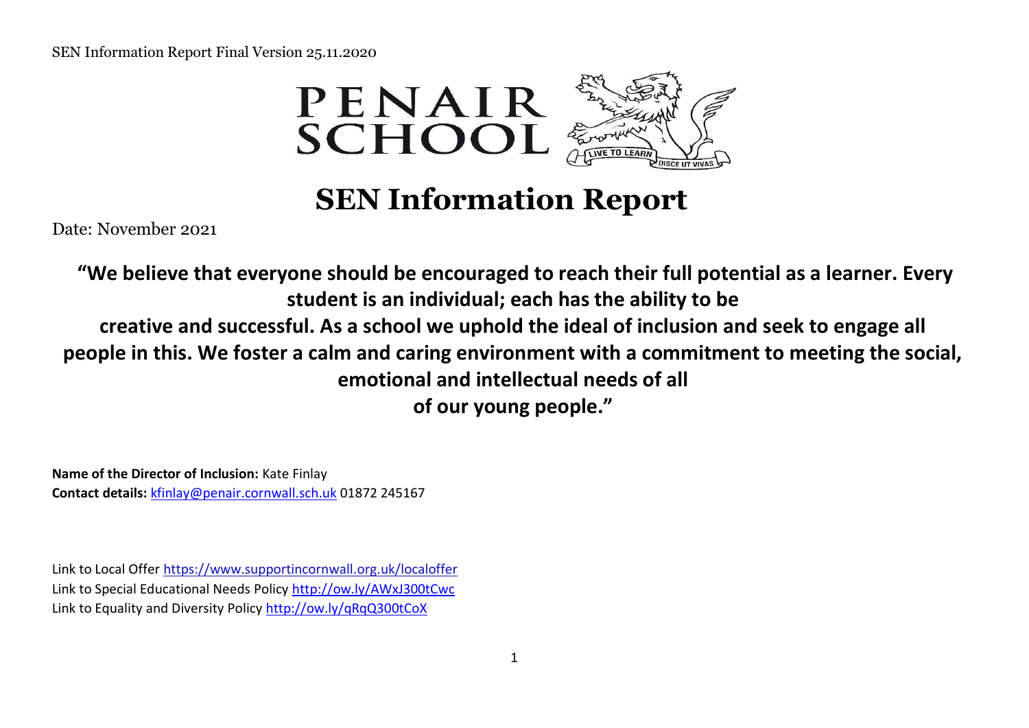SEN Information Report Final Version 25.11.2020

PENAIR SCHOOL

LIVE TO LEARN — DISCE UT VIVAS

# SEN Information Report

Date: November 2021

**"We believe that everyone should be encouraged to reach their full potential as a learner. Every student is an individual; each has the ability to be creative and successful. As a school we uphold the ideal of inclusion and seek to engage all people in this. We foster a calm and caring environment with a commitment to meeting the social, emotional and intellectual needs of all of our young people."**

**Name of the Director of Inclusion:** Kate Finlay
**Contact details:** kfinlay@penair.cornwall.sch.uk 01872 245167

Link to Local Offer https://www.supportincornwall.org.uk/localoffer
Link to Special Educational Needs Policy http://ow.ly/AWxJ300tCwc
Link to Equality and Diversity Policy http://ow.ly/qRqQ300tCoX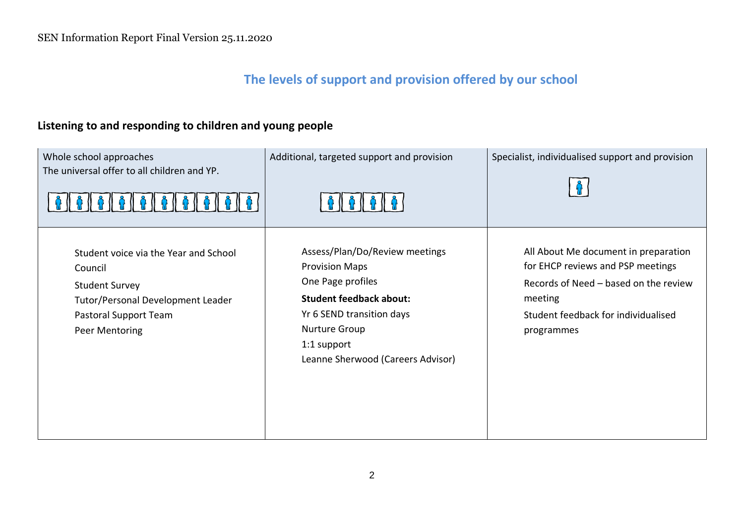## The levels of support and provision offered by our school

### Listening to and responding to children and young people

| Whole school approaches<br>The universal offer to all children and YP. | Additional, targeted support and provision | Specialist, individualised support and provision |
|---|---|---|
| Student voice via the Year and School Council<br>Student Survey<br>Tutor/Personal Development Leader<br>Pastoral Support Team<br>Peer Mentoring | Assess/Plan/Do/Review meetings<br>Provision Maps<br>One Page profiles<br>**Student feedback about:**<br>Yr 6 SEND transition days<br>Nurture Group<br>1:1 support<br>Leanne Sherwood (Careers Advisor) | All About Me document in preparation for EHCP reviews and PSP meetings<br>Records of Need – based on the review meeting<br>Student feedback for individualised programmes |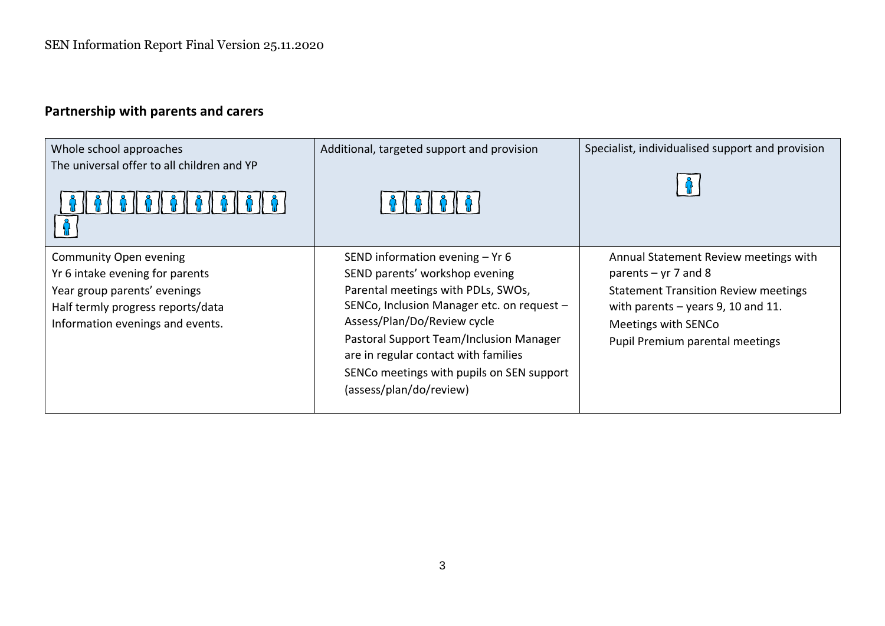## Partnership with parents and carers

| Whole school approaches<br>The universal offer to all children and YP | Additional, targeted support and provision | Specialist, individualised support and provision |
| --- | --- | --- |
| Community Open evening<br>Yr 6 intake evening for parents<br>Year group parents' evenings<br>Half termly progress reports/data<br>Information evenings and events. | SEND information evening – Yr 6<br>SEND parents' workshop evening<br>Parental meetings with PDLs, SWOs, SENCo, Inclusion Manager etc. on request – Assess/Plan/Do/Review cycle<br>Pastoral Support Team/Inclusion Manager are in regular contact with families<br>SENCo meetings with pupils on SEN support (assess/plan/do/review) | Annual Statement Review meetings with parents – yr 7 and 8<br>Statement Transition Review meetings with parents – years 9, 10 and 11.<br>Meetings with SENCo<br>Pupil Premium parental meetings |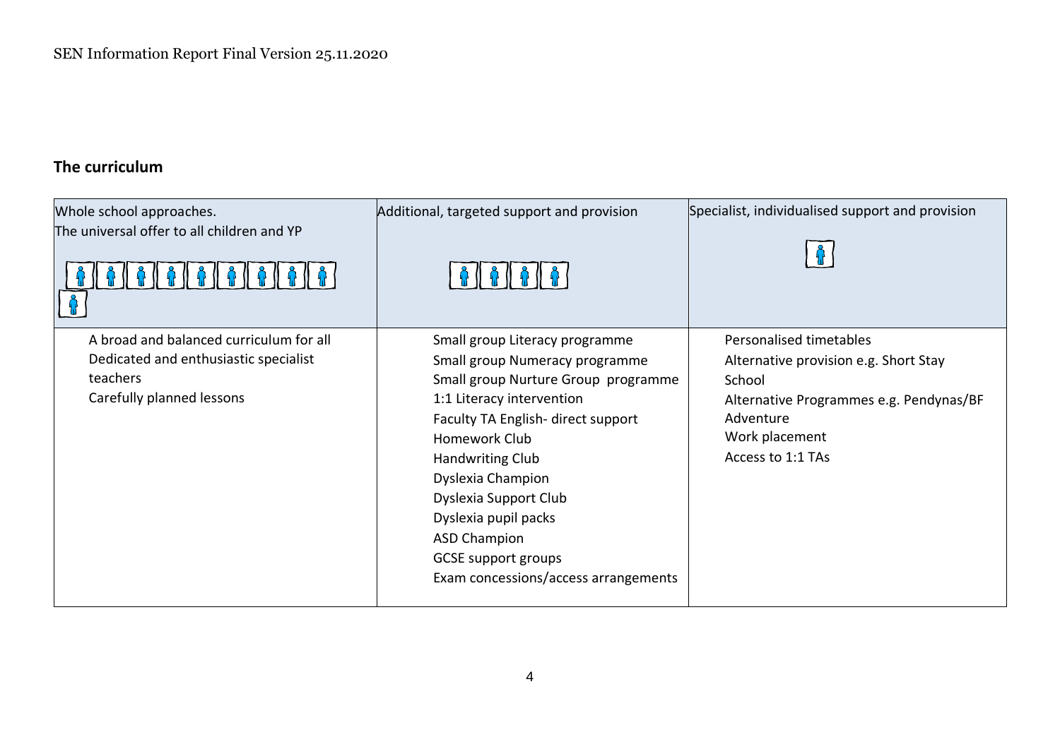## The curriculum

| Whole school approaches.<br>The universal offer to all children and YP | Additional, targeted support and provision | Specialist, individualised support and provision |
|---|---|---|
| A broad and balanced curriculum for all<br>Dedicated and enthusiastic specialist teachers<br>Carefully planned lessons | Small group Literacy programme<br>Small group Numeracy programme<br>Small group Nurture Group programme<br>1:1 Literacy intervention<br>Faculty TA English- direct support<br>Homework Club<br>Handwriting Club<br>Dyslexia Champion<br>Dyslexia Support Club<br>Dyslexia pupil packs<br>ASD Champion<br>GCSE support groups<br>Exam concessions/access arrangements | Personalised timetables<br>Alternative provision e.g. Short Stay School<br>Alternative Programmes e.g. Pendynas/BF Adventure<br>Work placement<br>Access to 1:1 TAs |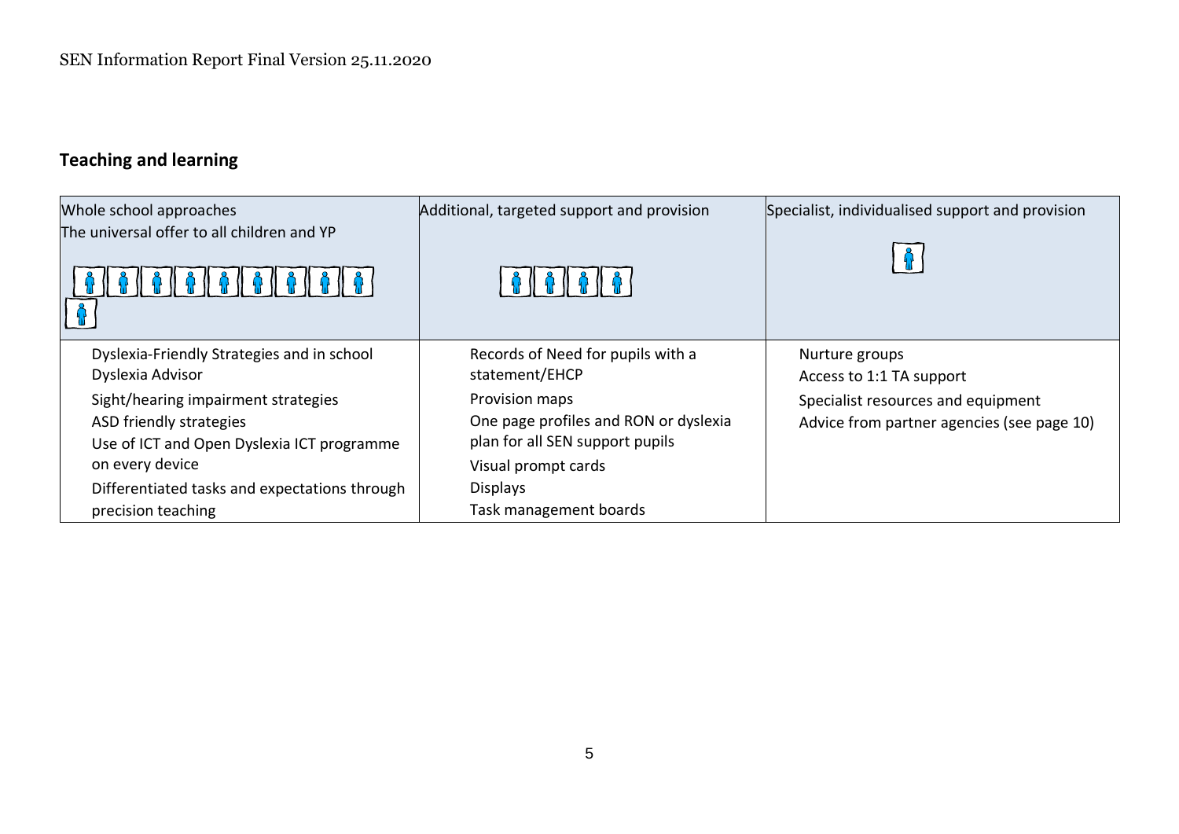## Teaching and learning

| Whole school approaches<br>The universal offer to all children and YP | Additional, targeted support and provision | Specialist, individualised support and provision |
| --- | --- | --- |
| Dyslexia-Friendly Strategies and in school Dyslexia Advisor<br>Sight/hearing impairment strategies<br>ASD friendly strategies<br>Use of ICT and Open Dyslexia ICT programme on every device<br>Differentiated tasks and expectations through precision teaching | Records of Need for pupils with a statement/EHCP<br>Provision maps<br>One page profiles and RON or dyslexia plan for all SEN support pupils<br>Visual prompt cards<br>Displays<br>Task management boards | Nurture groups<br>Access to 1:1 TA support<br>Specialist resources and equipment<br>Advice from partner agencies (see page 10) |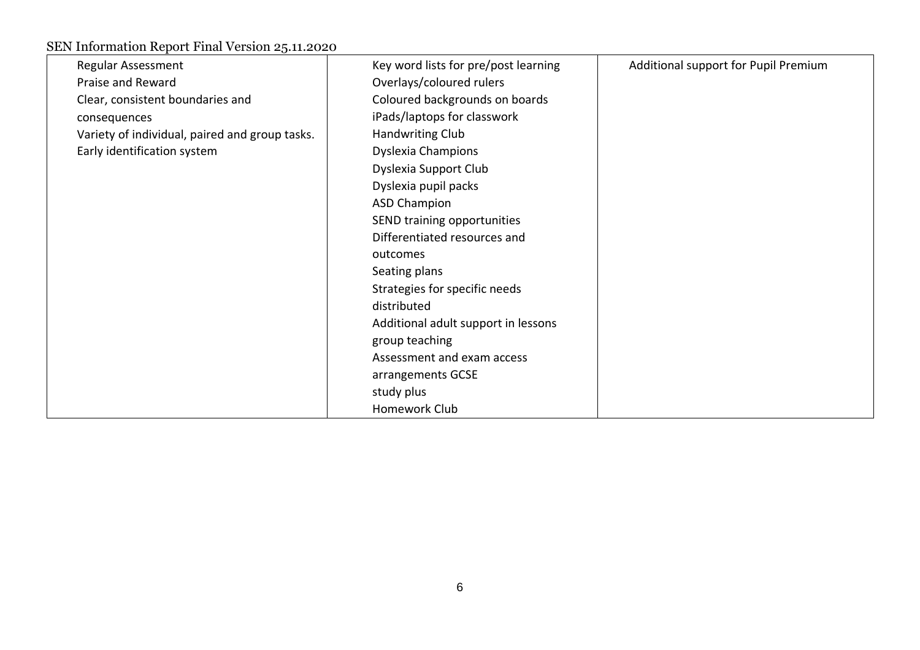| | | |
|---|---|---|
| Regular Assessment<br>Praise and Reward<br>Clear, consistent boundaries and consequences<br>Variety of individual, paired and group tasks.<br>Early identification system | Key word lists for pre/post learning<br>Overlays/coloured rulers<br>Coloured backgrounds on boards<br>iPads/laptops for classwork<br>Handwriting Club<br>Dyslexia Champions<br>Dyslexia Support Club<br>Dyslexia pupil packs<br>ASD Champion<br>SEND training opportunities<br>Differentiated resources and outcomes<br>Seating plans<br>Strategies for specific needs distributed<br>Additional adult support in lessons group teaching<br>Assessment and exam access arrangements GCSE<br>study plus<br>Homework Club | Additional support for Pupil Premium |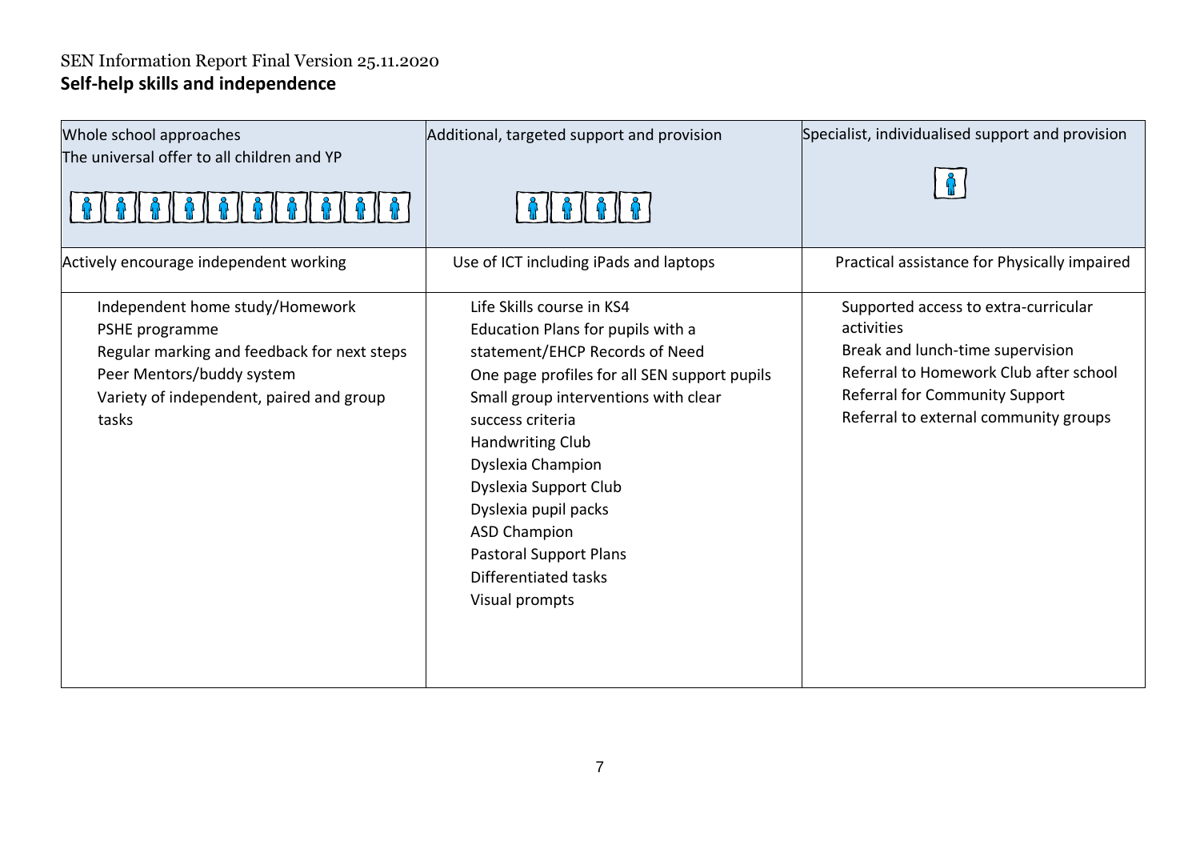SEN Information Report Final Version 25.11.2020

**Self-help skills and independence**

| Whole school approaches<br>The universal offer to all children and YP | Additional, targeted support and provision | Specialist, individualised support and provision |
|---|---|---|
| Actively encourage independent working | Use of ICT including iPads and laptops | Practical assistance for Physically impaired |
| Independent home study/Homework<br>PSHE programme<br>Regular marking and feedback for next steps<br>Peer Mentors/buddy system<br>Variety of independent, paired and group tasks | Life Skills course in KS4<br>Education Plans for pupils with a statement/EHCP Records of Need<br>One page profiles for all SEN support pupils<br>Small group interventions with clear success criteria<br>Handwriting Club<br>Dyslexia Champion<br>Dyslexia Support Club<br>Dyslexia pupil packs<br>ASD Champion<br>Pastoral Support Plans<br>Differentiated tasks<br>Visual prompts | Supported access to extra-curricular activities<br>Break and lunch-time supervision<br>Referral to Homework Club after school<br>Referral for Community Support<br>Referral to external community groups |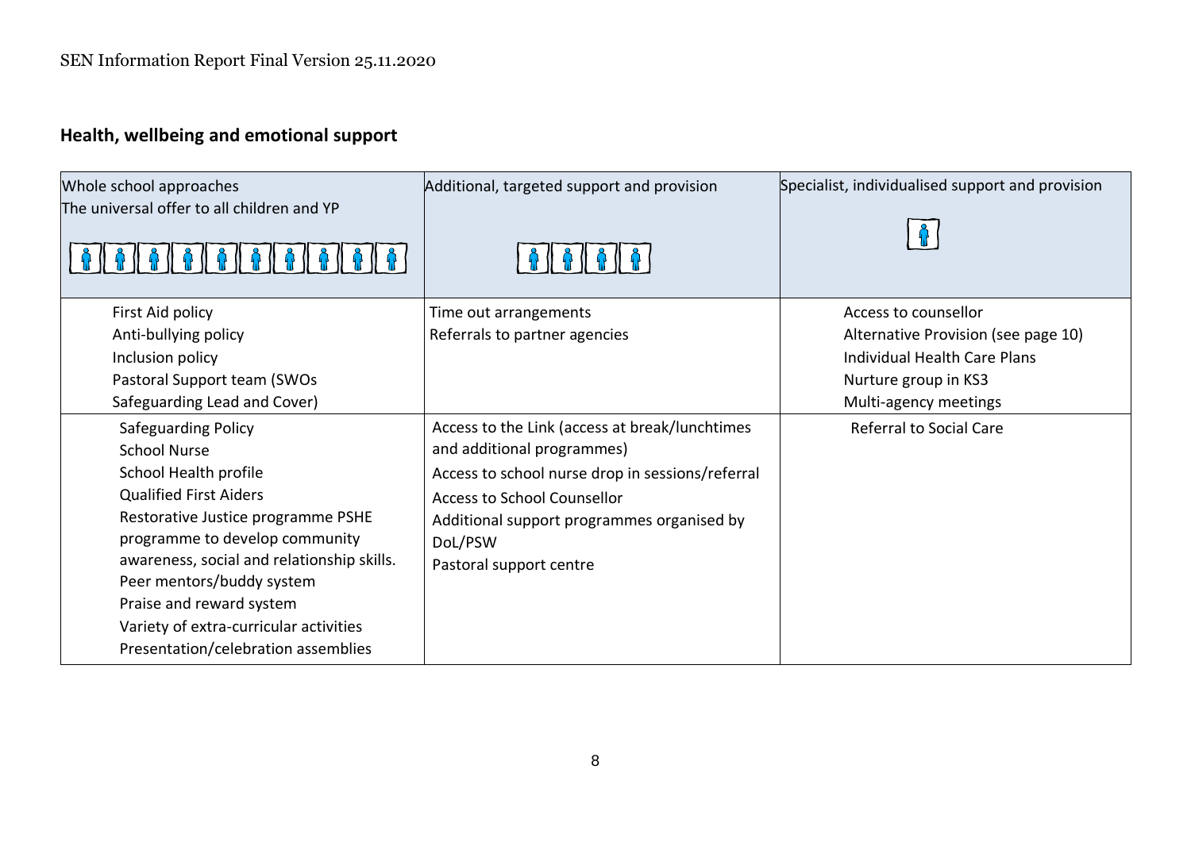## Health, wellbeing and emotional support

| Whole school approaches<br>The universal offer to all children and YP | Additional, targeted support and provision | Specialist, individualised support and provision |
|---|---|---|
| First Aid policy<br>Anti-bullying policy<br>Inclusion policy<br>Pastoral Support team (SWOs<br>Safeguarding Lead and Cover) | Time out arrangements<br>Referrals to partner agencies | Access to counsellor<br>Alternative Provision (see page 10)<br>Individual Health Care Plans<br>Nurture group in KS3<br>Multi-agency meetings |
| Safeguarding Policy<br>School Nurse<br>School Health profile<br>Qualified First Aiders<br>Restorative Justice programme PSHE programme to develop community awareness, social and relationship skills.<br>Peer mentors/buddy system<br>Praise and reward system<br>Variety of extra-curricular activities<br>Presentation/celebration assemblies | Access to the Link (access at break/lunchtimes and additional programmes)<br>Access to school nurse drop in sessions/referral<br>Access to School Counsellor<br>Additional support programmes organised by DoL/PSW<br>Pastoral support centre | Referral to Social Care |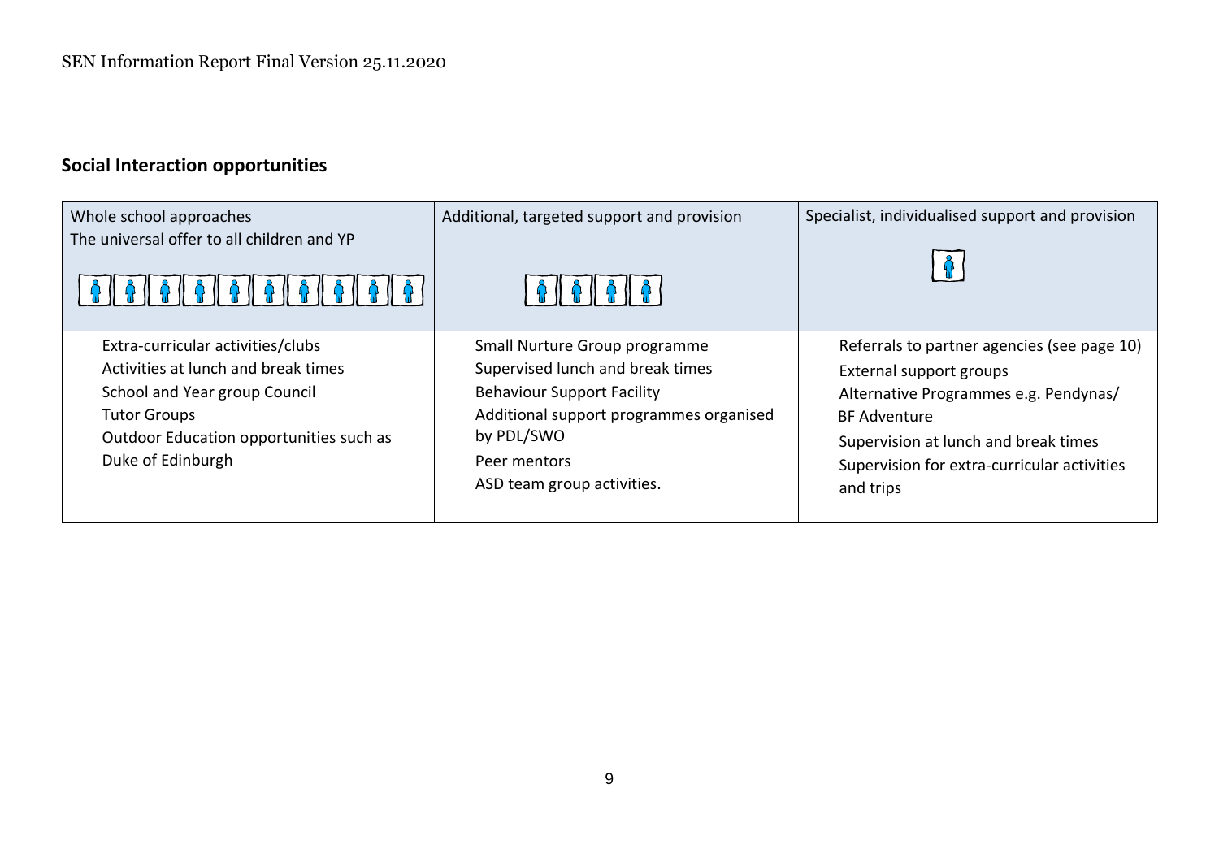## Social Interaction opportunities

| Whole school approaches<br>The universal offer to all children and YP | Additional, targeted support and provision | Specialist, individualised support and provision |
|---|---|---|
| Extra-curricular activities/clubs<br>Activities at lunch and break times<br>School and Year group Council<br>Tutor Groups<br>Outdoor Education opportunities such as Duke of Edinburgh | Small Nurture Group programme<br>Supervised lunch and break times<br>Behaviour Support Facility<br>Additional support programmes organised by PDL/SWO<br>Peer mentors<br>ASD team group activities. | Referrals to partner agencies (see page 10)<br>External support groups<br>Alternative Programmes e.g. Pendynas/ BF Adventure<br>Supervision at lunch and break times<br>Supervision for extra-curricular activities and trips |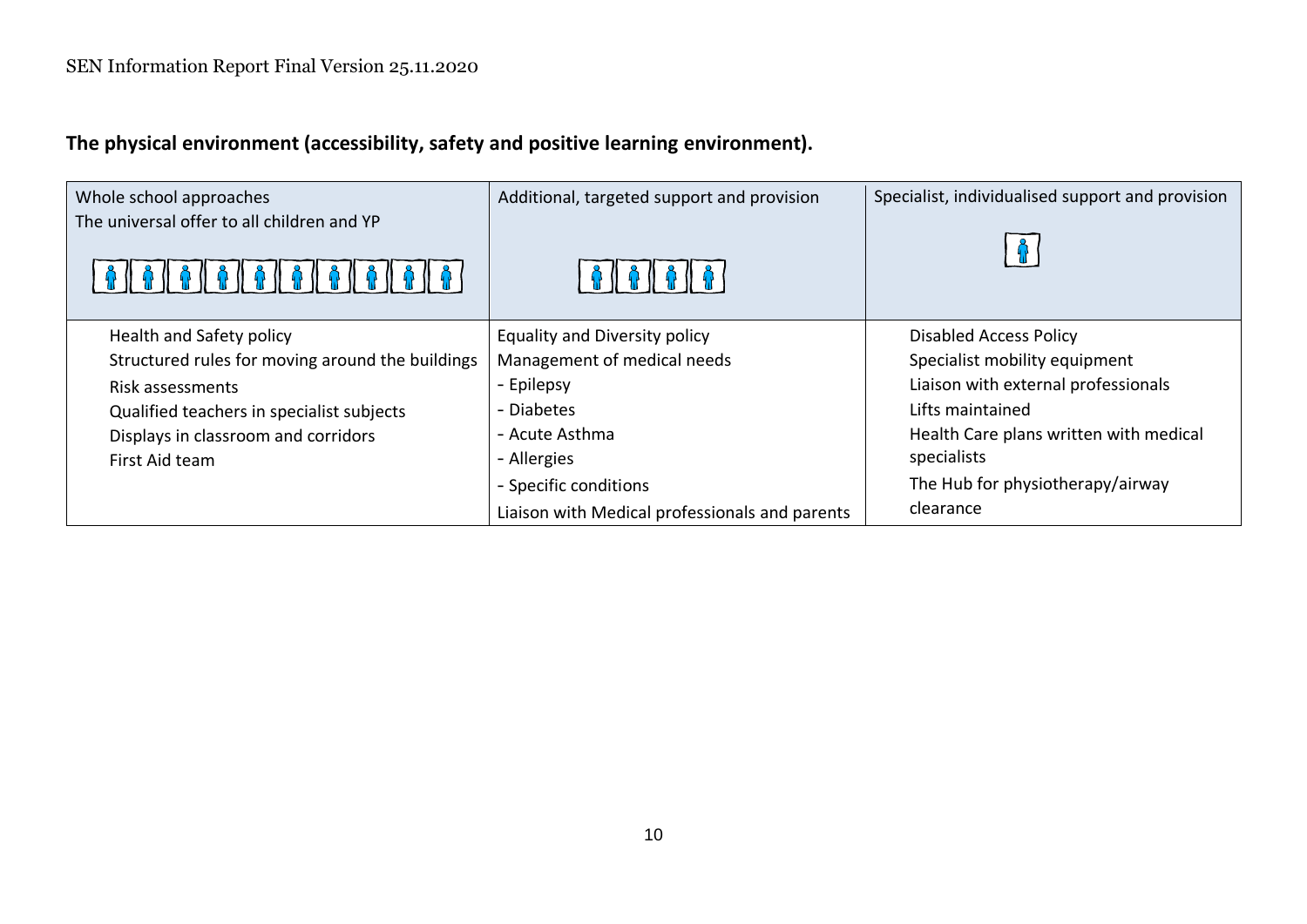## The physical environment (accessibility, safety and positive learning environment).

| Whole school approaches<br>The universal offer to all children and YP | Additional, targeted support and provision | Specialist, individualised support and provision |
|---|---|---|
| Health and Safety policy<br>Structured rules for moving around the buildings<br>Risk assessments<br>Qualified teachers in specialist subjects<br>Displays in classroom and corridors<br>First Aid team | Equality and Diversity policy<br>Management of medical needs<br>- Epilepsy<br>- Diabetes<br>- Acute Asthma<br>- Allergies<br>- Specific conditions<br>Liaison with Medical professionals and parents | Disabled Access Policy<br>Specialist mobility equipment<br>Liaison with external professionals<br>Lifts maintained<br>Health Care plans written with medical specialists<br>The Hub for physiotherapy/airway clearance |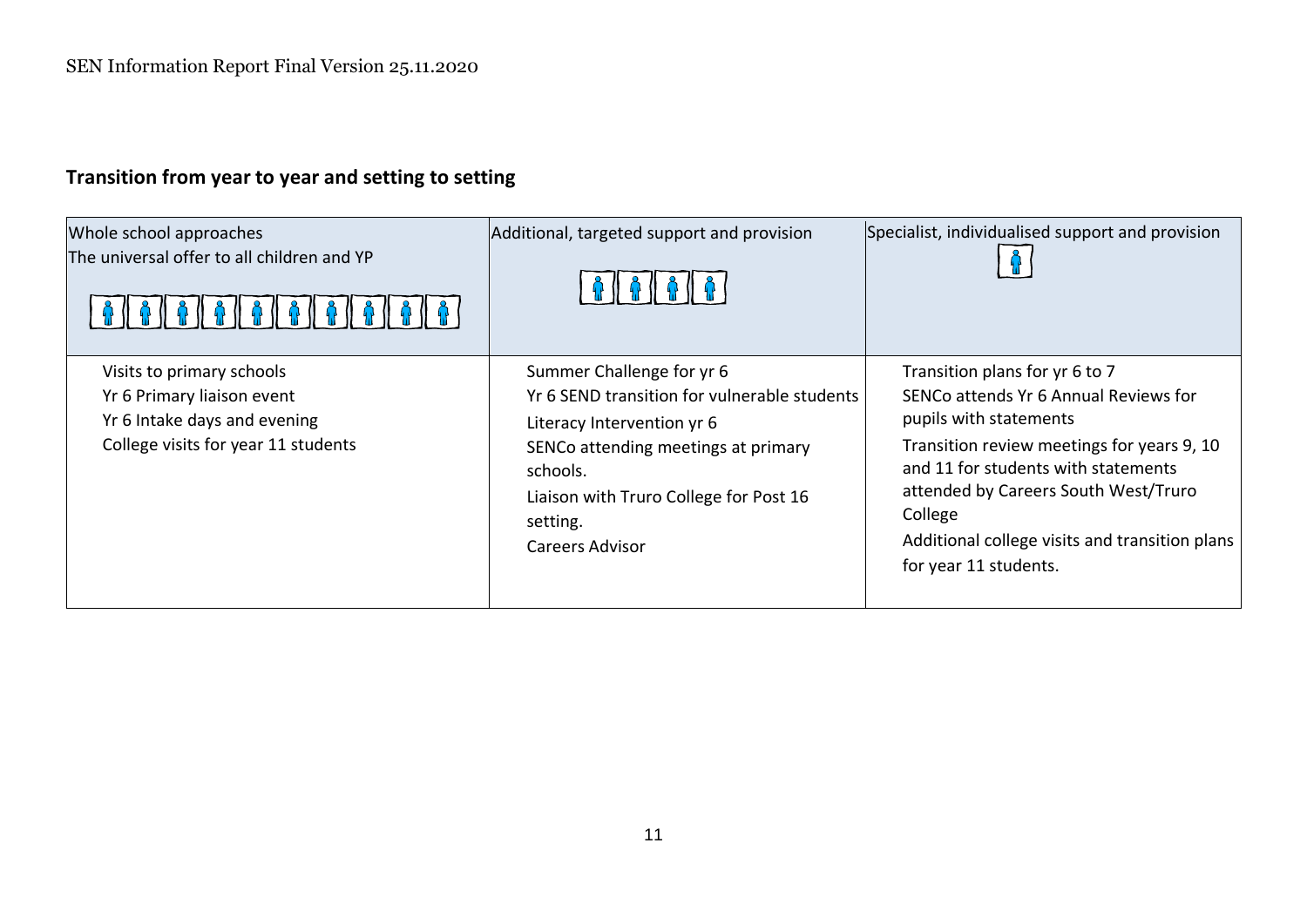## Transition from year to year and setting to setting

| Whole school approaches<br>The universal offer to all children and YP | Additional, targeted support and provision | Specialist, individualised support and provision |
|---|---|---|
| Visits to primary schools<br>Yr 6 Primary liaison event<br>Yr 6 Intake days and evening<br>College visits for year 11 students | Summer Challenge for yr 6<br>Yr 6 SEND transition for vulnerable students<br>Literacy Intervention yr 6<br>SENCo attending meetings at primary schools.<br>Liaison with Truro College for Post 16 setting.<br>Careers Advisor | Transition plans for yr 6 to 7<br>SENCo attends Yr 6 Annual Reviews for pupils with statements<br>Transition review meetings for years 9, 10 and 11 for students with statements attended by Careers South West/Truro College<br>Additional college visits and transition plans for year 11 students. |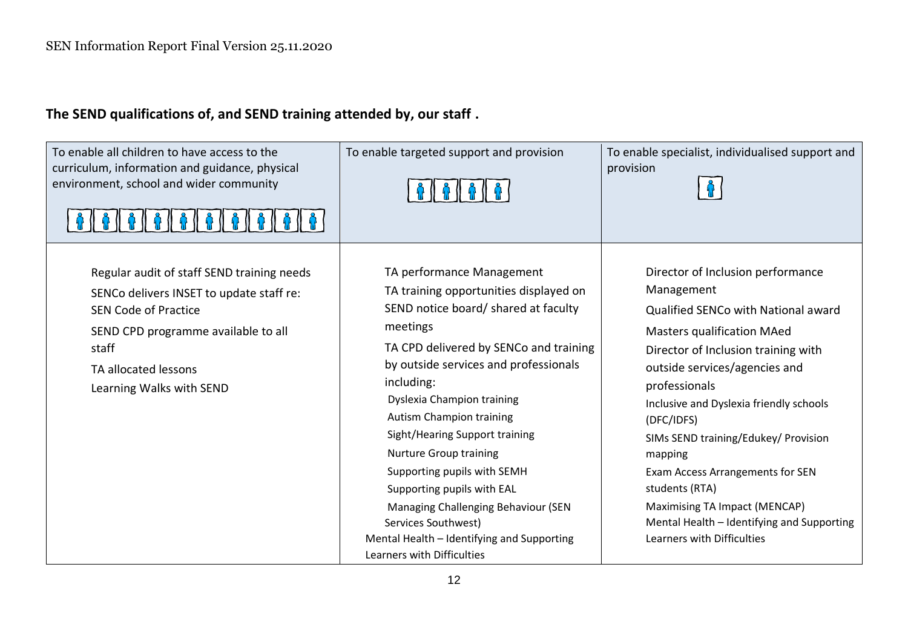## The SEND qualifications of, and SEND training attended by, our staff .

| To enable all children to have access to the curriculum, information and guidance, physical environment, school and wider community | To enable targeted support and provision | To enable specialist, individualised support and provision |
|---|---|---|
| Regular audit of staff SEND training needs<br>SENCo delivers INSET to update staff re: SEN Code of Practice<br>SEND CPD programme available to all staff<br>TA allocated lessons<br>Learning Walks with SEND | TA performance Management<br>TA training opportunities displayed on SEND notice board/ shared at faculty meetings<br>TA CPD delivered by SENCo and training by outside services and professionals including:<br>Dyslexia Champion training<br>Autism Champion training<br>Sight/Hearing Support training<br>Nurture Group training<br>Supporting pupils with SEMH<br>Supporting pupils with EAL<br>Managing Challenging Behaviour (SEN Services Southwest)<br>Mental Health – Identifying and Supporting Learners with Difficulties | Director of Inclusion performance Management<br>Qualified SENCo with National award<br>Masters qualification MAed<br>Director of Inclusion training with outside services/agencies and professionals<br>Inclusive and Dyslexia friendly schools (DFC/IDFS)<br>SIMs SEND training/Edukey/ Provision mapping<br>Exam Access Arrangements for SEN students (RTA)<br>Maximising TA Impact (MENCAP)<br>Mental Health – Identifying and Supporting Learners with Difficulties |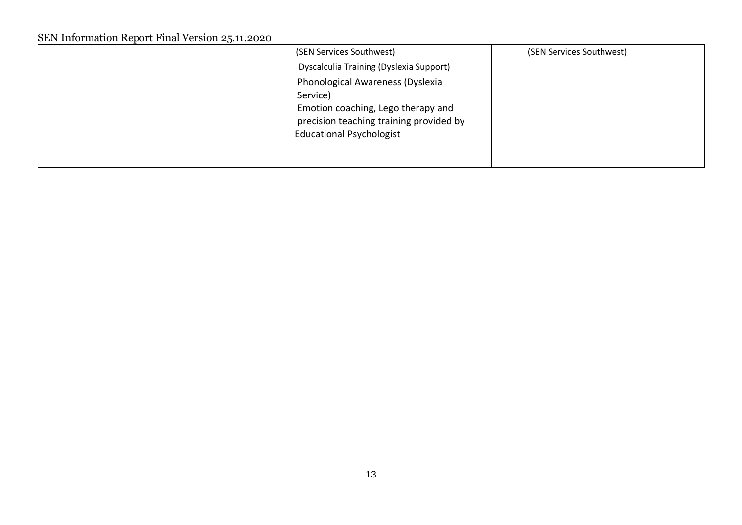| | | |
|---|---|---|
| | (SEN Services Southwest)<br>Dyscalculia Training (Dyslexia Support)<br>Phonological Awareness (Dyslexia Service)<br>Emotion coaching, Lego therapy and precision teaching training provided by Educational Psychologist | (SEN Services Southwest) |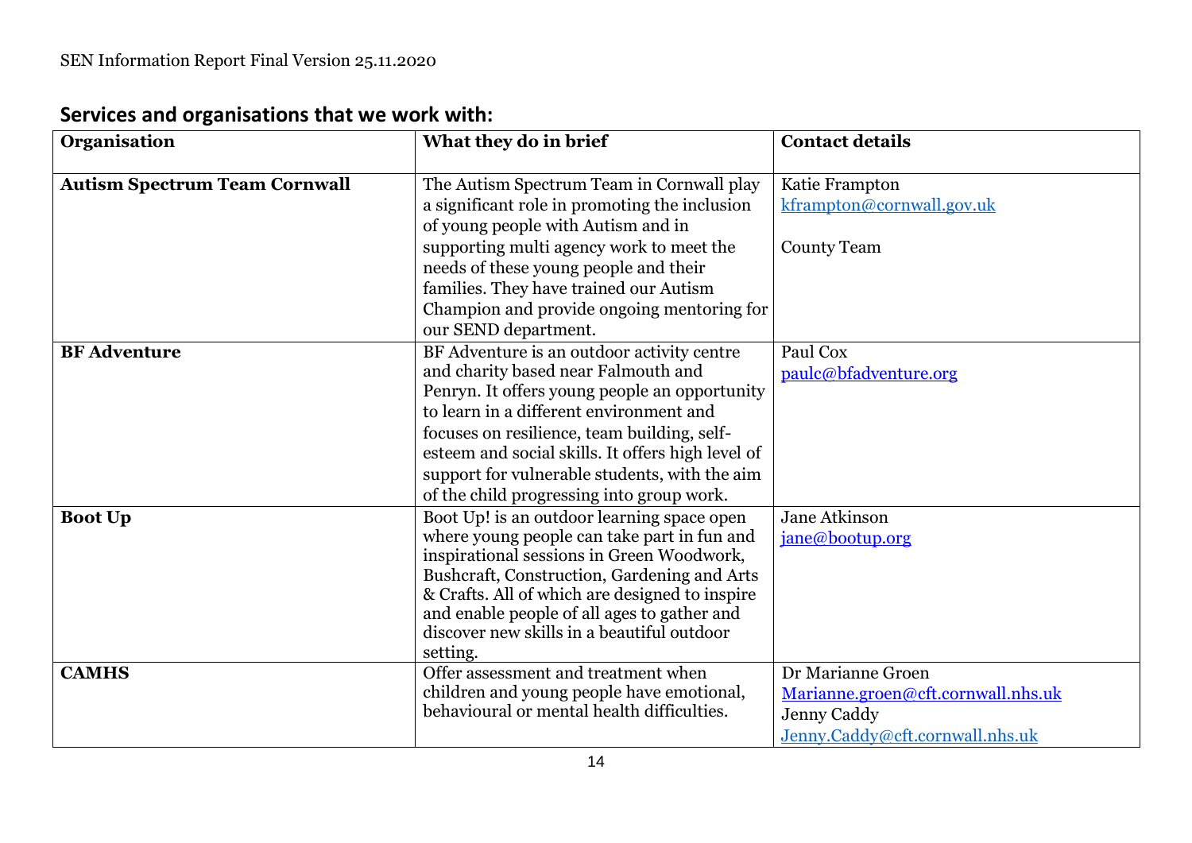## Services and organisations that we work with:

| Organisation | What they do in brief | Contact details |
| --- | --- | --- |
| **Autism Spectrum Team Cornwall** | The Autism Spectrum Team in Cornwall play a significant role in promoting the inclusion of young people with Autism and in supporting multi agency work to meet the needs of these young people and their families. They have trained our Autism Champion and provide ongoing mentoring for our SEND department. | Katie Frampton<br>kframpton@cornwall.gov.uk<br><br>County Team |
| **BF Adventure** | BF Adventure is an outdoor activity centre and charity based near Falmouth and Penryn. It offers young people an opportunity to learn in a different environment and focuses on resilience, team building, self-esteem and social skills. It offers high level of support for vulnerable students, with the aim of the child progressing into group work. | Paul Cox<br>paulc@bfadventure.org |
| **Boot Up** | Boot Up! is an outdoor learning space open where young people can take part in fun and inspirational sessions in Green Woodwork, Bushcraft, Construction, Gardening and Arts & Crafts. All of which are designed to inspire and enable people of all ages to gather and discover new skills in a beautiful outdoor setting. | Jane Atkinson<br>jane@bootup.org |
| **CAMHS** | Offer assessment and treatment when children and young people have emotional, behavioural or mental health difficulties. | Dr Marianne Groen<br>Marianne.groen@cft.cornwall.nhs.uk<br>Jenny Caddy<br>Jenny.Caddy@cft.cornwall.nhs.uk |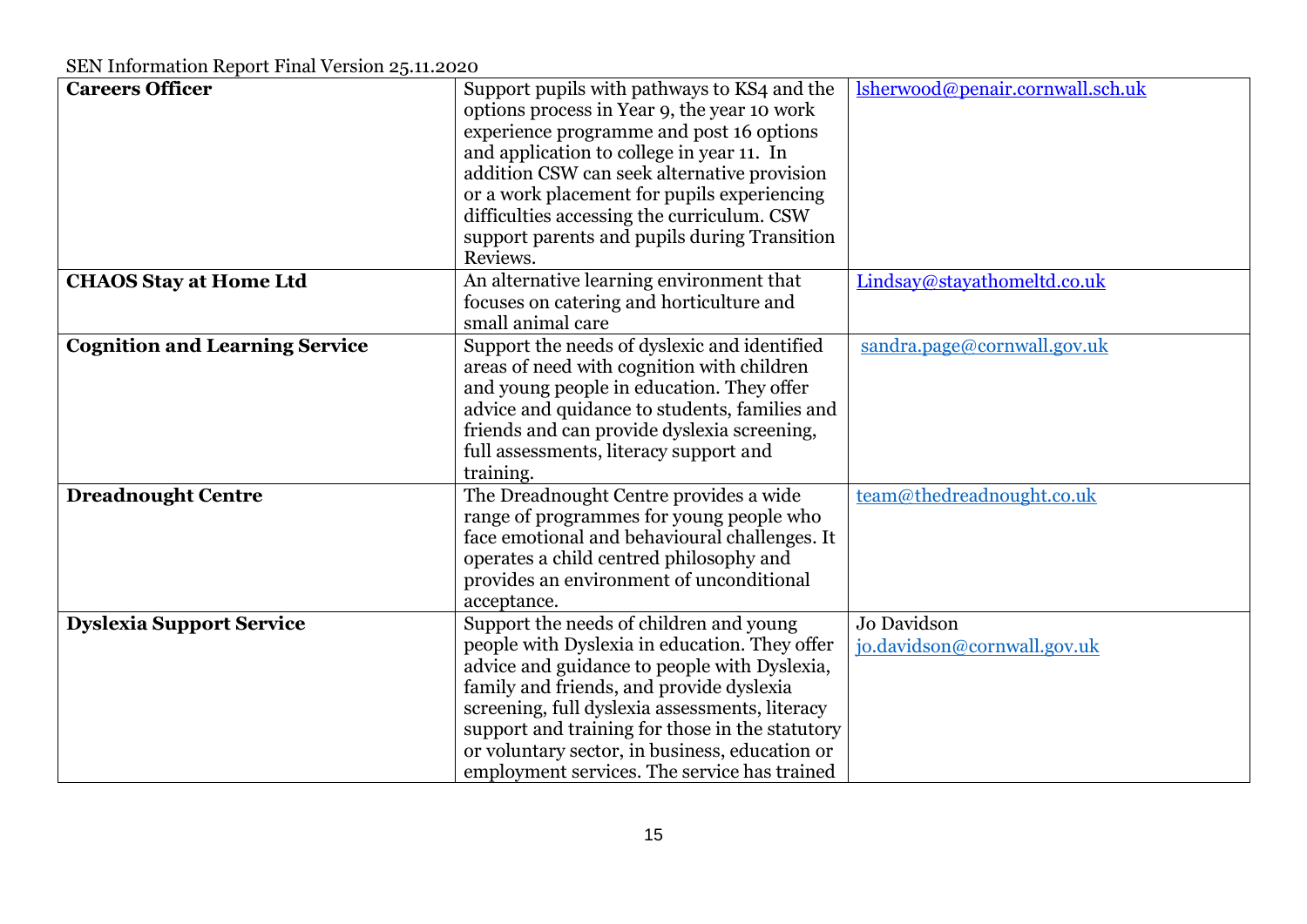| **Careers Officer** | Support pupils with pathways to KS4 and the options process in Year 9, the year 10 work experience programme and post 16 options and application to college in year 11. In addition CSW can seek alternative provision or a work placement for pupils experiencing difficulties accessing the curriculum. CSW support parents and pupils during Transition Reviews. | lsherwood@penair.cornwall.sch.uk |
|---|---|---|
| **CHAOS Stay at Home Ltd** | An alternative learning environment that focuses on catering and horticulture and small animal care | Lindsay@stayathomeltd.co.uk |
| **Cognition and Learning Service** | Support the needs of dyslexic and identified areas of need with cognition with children and young people in education. They offer advice and quidance to students, families and friends and can provide dyslexia screening, full assessments, literacy support and training. | sandra.page@cornwall.gov.uk |
| **Dreadnought Centre** | The Dreadnought Centre provides a wide range of programmes for young people who face emotional and behavioural challenges. It operates a child centred philosophy and provides an environment of unconditional acceptance. | team@thedreadnought.co.uk |
| **Dyslexia Support Service** | Support the needs of children and young people with Dyslexia in education. They offer advice and guidance to people with Dyslexia, family and friends, and provide dyslexia screening, full dyslexia assessments, literacy support and training for those in the statutory or voluntary sector, in business, education or employment services. The service has trained | Jo Davidson<br>jo.davidson@cornwall.gov.uk |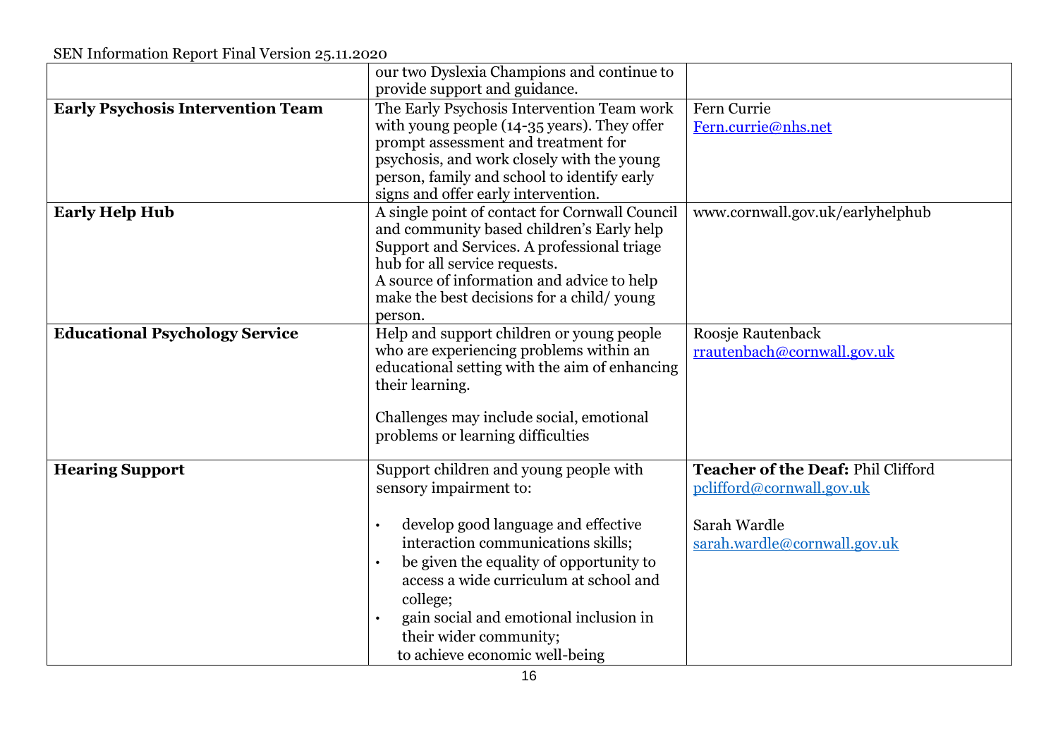| | | |
|---|---|---|
| | our two Dyslexia Champions and continue to provide support and guidance. | |
| **Early Psychosis Intervention Team** | The Early Psychosis Intervention Team work with young people (14-35 years). They offer prompt assessment and treatment for psychosis, and work closely with the young person, family and school to identify early signs and offer early intervention. | Fern Currie<br>Fern.currie@nhs.net |
| **Early Help Hub** | A single point of contact for Cornwall Council and community based children's Early help Support and Services. A professional triage hub for all service requests.<br>A source of information and advice to help make the best decisions for a child/ young person. | www.cornwall.gov.uk/earlyhelphub |
| **Educational Psychology Service** | Help and support children or young people who are experiencing problems within an educational setting with the aim of enhancing their learning.<br><br>Challenges may include social, emotional problems or learning difficulties | Roosje Rautenback<br>rrautenbach@cornwall.gov.uk |
| **Hearing Support** | Support children and young people with sensory impairment to:<br><br>• develop good language and effective interaction communications skills;<br>• be given the equality of opportunity to access a wide curriculum at school and college;<br>• gain social and emotional inclusion in their wider community;<br>to achieve economic well-being | **Teacher of the Deaf:** Phil Clifford<br>pclifford@cornwall.gov.uk<br><br>Sarah Wardle<br>sarah.wardle@cornwall.gov.uk |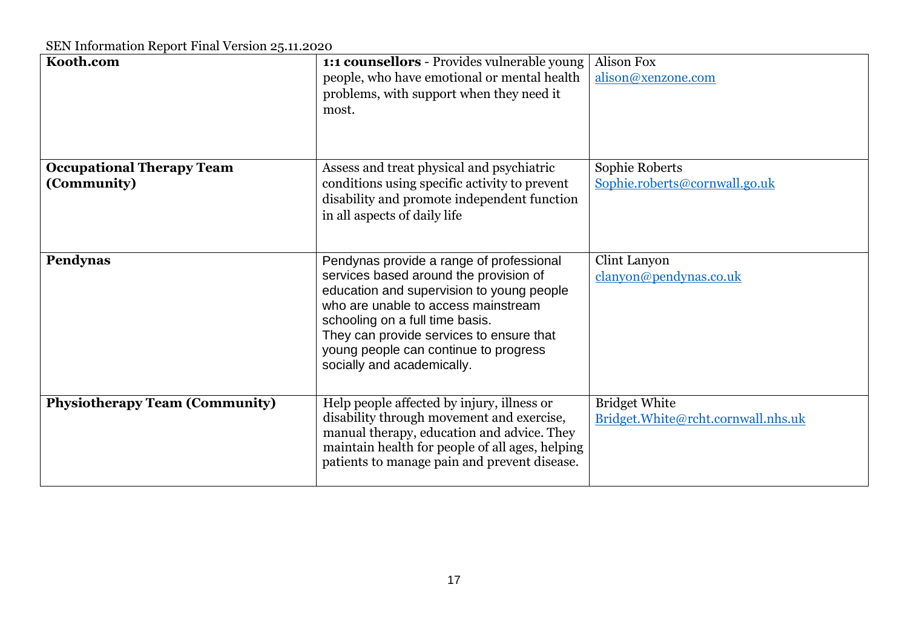| | | |
|---|---|---|
| **Kooth.com** | **1:1 counsellors** - Provides vulnerable young people, who have emotional or mental health problems, with support when they need it most. | Alison Fox<br>alison@xenzone.com |
| **Occupational Therapy Team (Community)** | Assess and treat physical and psychiatric conditions using specific activity to prevent disability and promote independent function in all aspects of daily life | Sophie Roberts<br>Sophie.roberts@cornwall.go.uk |
| **Pendynas** | Pendynas provide a range of professional services based around the provision of education and supervision to young people who are unable to access mainstream schooling on a full time basis.<br>They can provide services to ensure that young people can continue to progress socially and academically. | Clint Lanyon<br>clanyon@pendynas.co.uk |
| **Physiotherapy Team (Community)** | Help people affected by injury, illness or disability through movement and exercise, manual therapy, education and advice. They maintain health for people of all ages, helping patients to manage pain and prevent disease. | Bridget White<br>Bridget.White@rcht.cornwall.nhs.uk |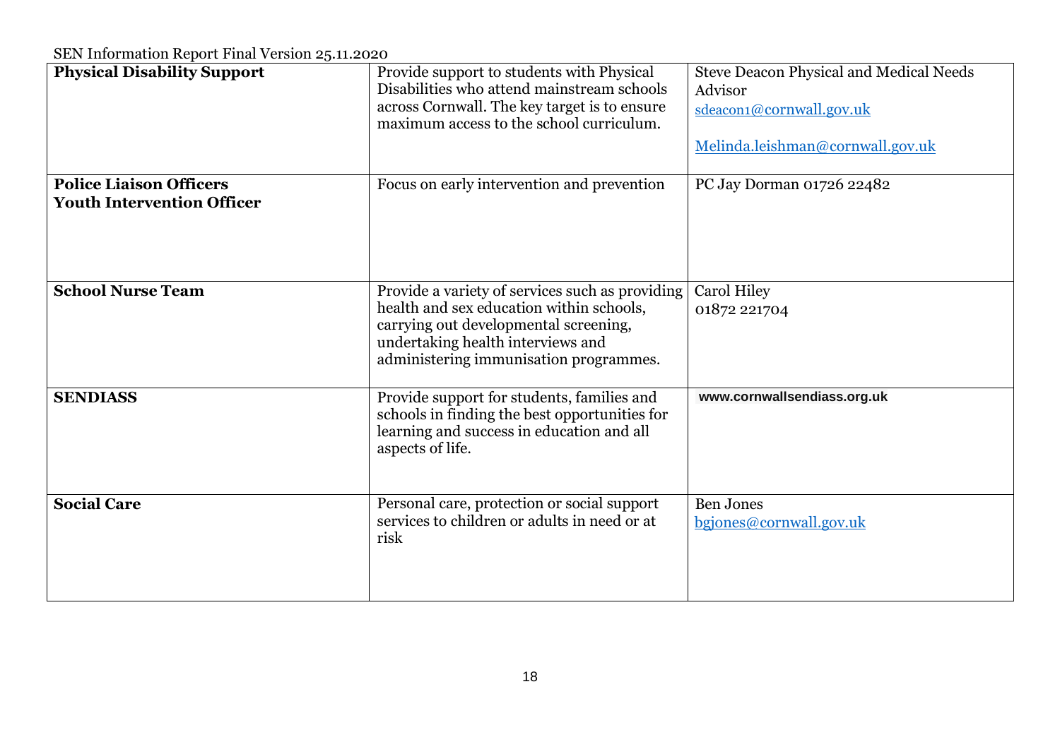| **Physical Disability Support** | Provide support to students with Physical Disabilities who attend mainstream schools across Cornwall. The key target is to ensure maximum access to the school curriculum. | Steve Deacon Physical and Medical Needs Advisor<br>sdeacon1@cornwall.gov.uk<br><br>Melinda.leishman@cornwall.gov.uk |
|---|---|---|
| **Police Liaison Officers**<br>**Youth Intervention Officer** | Focus on early intervention and prevention | PC Jay Dorman 01726 22482 |
| **School Nurse Team** | Provide a variety of services such as providing health and sex education within schools, carrying out developmental screening, undertaking health interviews and administering immunisation programmes. | Carol Hiley<br>01872 221704 |
| **SENDIASS** | Provide support for students, families and schools in finding the best opportunities for learning and success in education and all aspects of life. | **www.cornwallsendiass.org.uk** |
| **Social Care** | Personal care, protection or social support services to children or adults in need or at risk | Ben Jones<br>bgjones@cornwall.gov.uk |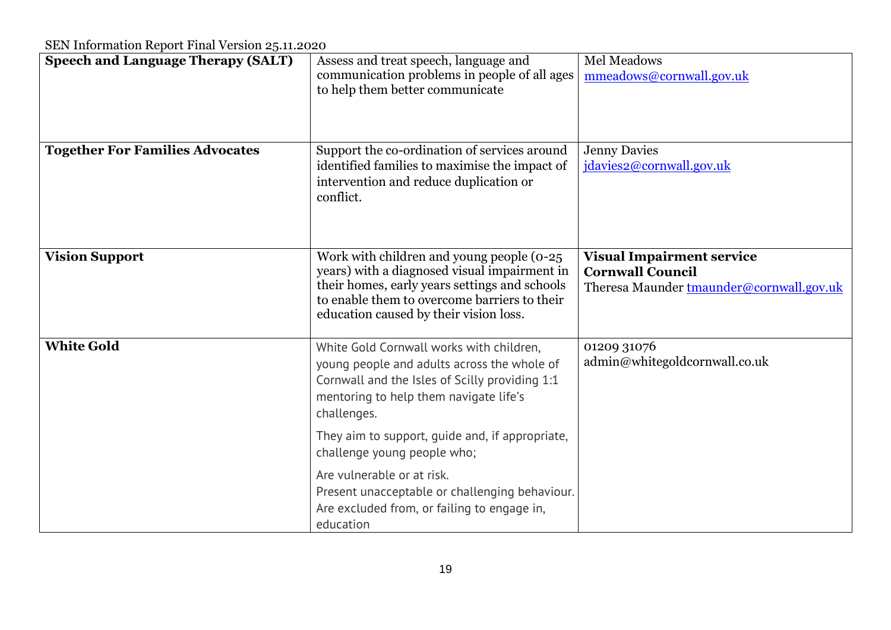| Speech and Language Therapy (SALT) | Assess and treat speech, language and communication problems in people of all ages to help them better communicate | Mel Meadows<br>mmeadows@cornwall.gov.uk |
|---|---|---|
| **Together For Families Advocates** | Support the co-ordination of services around identified families to maximise the impact of intervention and reduce duplication or conflict. | Jenny Davies<br>jdavies2@cornwall.gov.uk |
| **Vision Support** | Work with children and young people (0-25 years) with a diagnosed visual impairment in their homes, early years settings and schools to enable them to overcome barriers to their education caused by their vision loss. | **Visual Impairment service Cornwall Council**<br>Theresa Maunder tmaunder@cornwall.gov.uk |
| **White Gold** | White Gold Cornwall works with children, young people and adults across the whole of Cornwall and the Isles of Scilly providing 1:1 mentoring to help them navigate life's challenges.<br><br>They aim to support, guide and, if appropriate, challenge young people who;<br><br>Are vulnerable or at risk.<br>Present unacceptable or challenging behaviour.<br>Are excluded from, or failing to engage in, education | 01209 31076<br>admin@whitegoldcornwall.co.uk |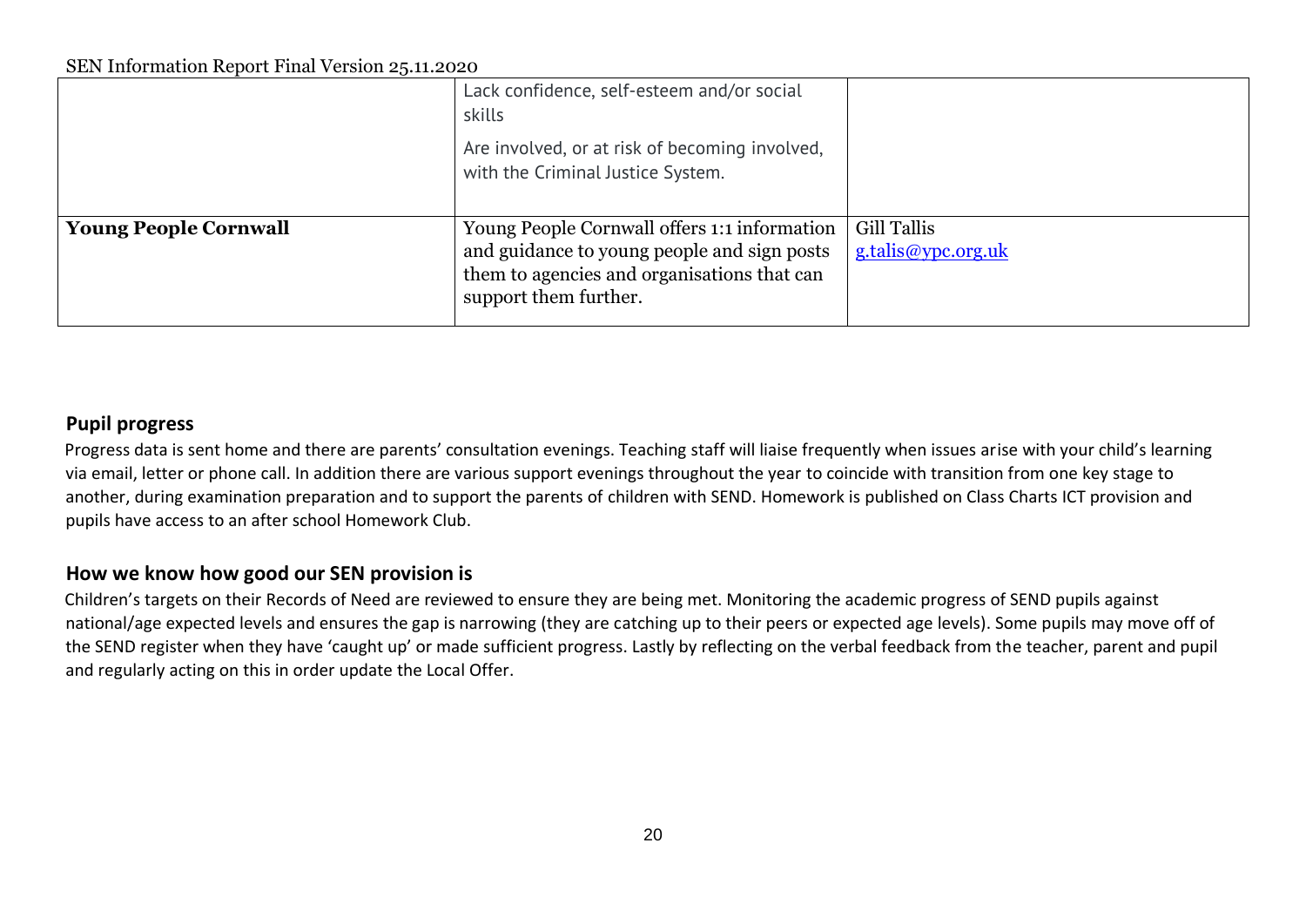| | | |
|---|---|---|
| | Lack confidence, self-esteem and/or social skills<br><br>Are involved, or at risk of becoming involved, with the Criminal Justice System. | |
| **Young People Cornwall** | Young People Cornwall offers 1:1 information and guidance to young people and sign posts them to agencies and organisations that can support them further. | Gill Tallis<br>g.talis@ypc.org.uk |

## Pupil progress

Progress data is sent home and there are parents' consultation evenings. Teaching staff will liaise frequently when issues arise with your child's learning via email, letter or phone call. In addition there are various support evenings throughout the year to coincide with transition from one key stage to another, during examination preparation and to support the parents of children with SEND. Homework is published on Class Charts ICT provision and pupils have access to an after school Homework Club.

## How we know how good our SEN provision is

Children's targets on their Records of Need are reviewed to ensure they are being met. Monitoring the academic progress of SEND pupils against national/age expected levels and ensures the gap is narrowing (they are catching up to their peers or expected age levels). Some pupils may move off of the SEND register when they have 'caught up' or made sufficient progress. Lastly by reflecting on the verbal feedback from the teacher, parent and pupil and regularly acting on this in order update the Local Offer.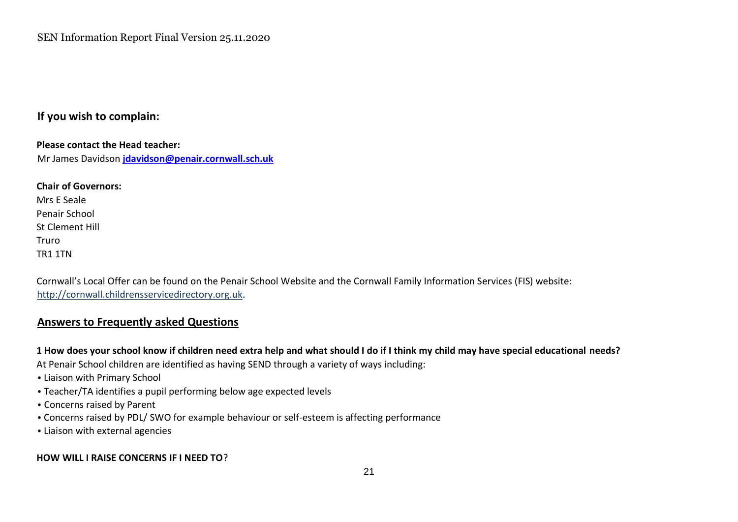## If you wish to complain:

**Please contact the Head teacher:**
Mr James Davidson **jdavidson@penair.cornwall.sch.uk**

**Chair of Governors:**
Mrs E Seale
Penair School
St Clement Hill
Truro
TR1 1TN

Cornwall's Local Offer can be found on the Penair School Website and the Cornwall Family Information Services (FIS) website: http://cornwall.childrensservicedirectory.org.uk.

## Answers to Frequently asked Questions

**1 How does your school know if children need extra help and what should I do if I think my child may have special educational needs?**

At Penair School children are identified as having SEND through a variety of ways including:

- Liaison with Primary School
- Teacher/TA identifies a pupil performing below age expected levels
- Concerns raised by Parent
- Concerns raised by PDL/ SWO for example behaviour or self-esteem is affecting performance
- Liaison with external agencies

**HOW WILL I RAISE CONCERNS IF I NEED TO**?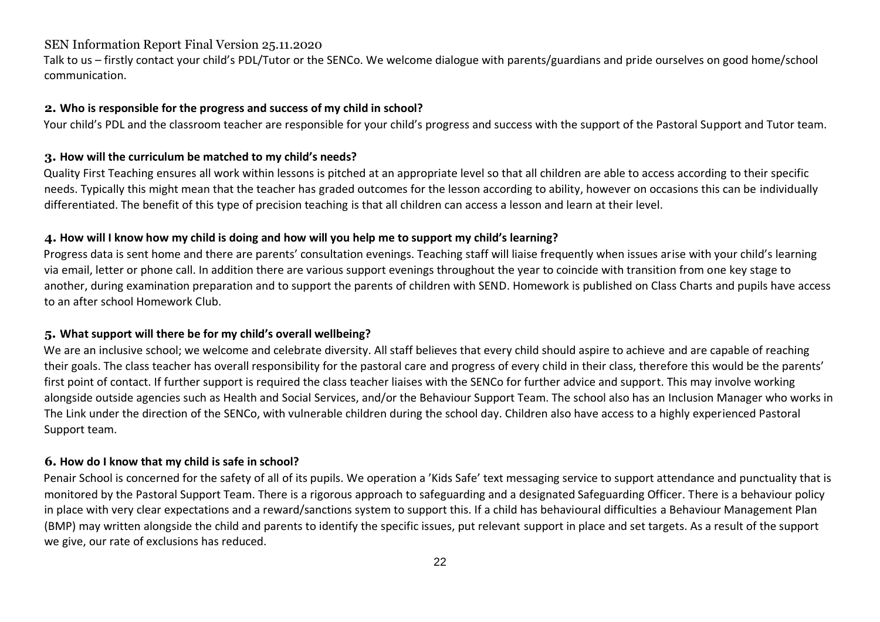Talk to us – firstly contact your child's PDL/Tutor or the SENCo. We welcome dialogue with parents/guardians and pride ourselves on good home/school communication.

**2. Who is responsible for the progress and success of my child in school?**

Your child's PDL and the classroom teacher are responsible for your child's progress and success with the support of the Pastoral Support and Tutor team.

**3. How will the curriculum be matched to my child's needs?**

Quality First Teaching ensures all work within lessons is pitched at an appropriate level so that all children are able to access according to their specific needs. Typically this might mean that the teacher has graded outcomes for the lesson according to ability, however on occasions this can be individually differentiated. The benefit of this type of precision teaching is that all children can access a lesson and learn at their level.

**4. How will I know how my child is doing and how will you help me to support my child's learning?**

Progress data is sent home and there are parents' consultation evenings. Teaching staff will liaise frequently when issues arise with your child's learning via email, letter or phone call. In addition there are various support evenings throughout the year to coincide with transition from one key stage to another, during examination preparation and to support the parents of children with SEND. Homework is published on Class Charts and pupils have access to an after school Homework Club.

**5. What support will there be for my child's overall wellbeing?**

We are an inclusive school; we welcome and celebrate diversity. All staff believes that every child should aspire to achieve and are capable of reaching their goals. The class teacher has overall responsibility for the pastoral care and progress of every child in their class, therefore this would be the parents' first point of contact. If further support is required the class teacher liaises with the SENCo for further advice and support. This may involve working alongside outside agencies such as Health and Social Services, and/or the Behaviour Support Team. The school also has an Inclusion Manager who works in The Link under the direction of the SENCo, with vulnerable children during the school day. Children also have access to a highly experienced Pastoral Support team.

**6. How do I know that my child is safe in school?**

Penair School is concerned for the safety of all of its pupils. We operation a 'Kids Safe' text messaging service to support attendance and punctuality that is monitored by the Pastoral Support Team. There is a rigorous approach to safeguarding and a designated Safeguarding Officer. There is a behaviour policy in place with very clear expectations and a reward/sanctions system to support this. If a child has behavioural difficulties a Behaviour Management Plan (BMP) may written alongside the child and parents to identify the specific issues, put relevant support in place and set targets. As a result of the support we give, our rate of exclusions has reduced.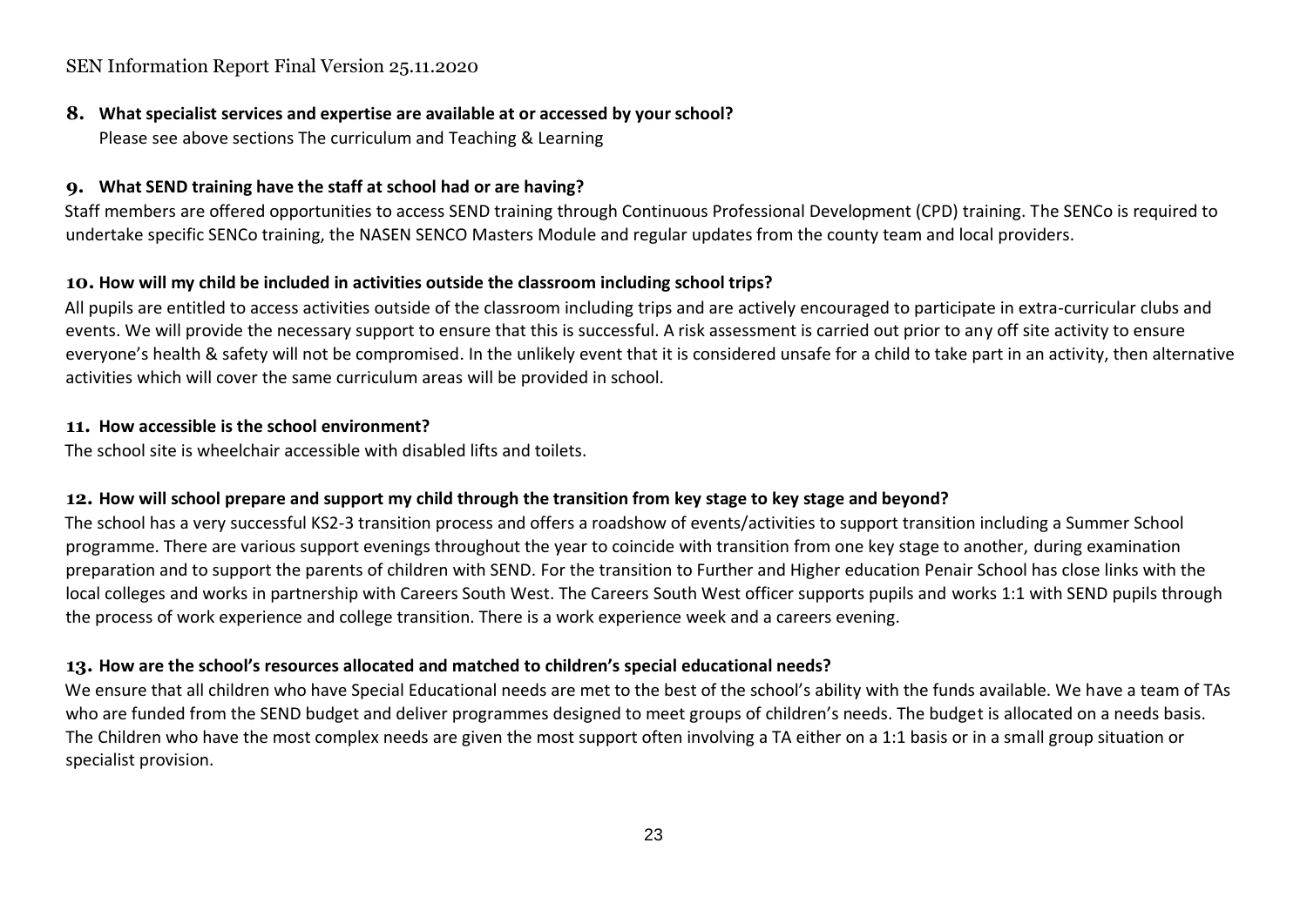**8. What specialist services and expertise are available at or accessed by your school?**

Please see above sections The curriculum and Teaching & Learning

**9. What SEND training have the staff at school had or are having?**

Staff members are offered opportunities to access SEND training through Continuous Professional Development (CPD) training. The SENCo is required to undertake specific SENCo training, the NASEN SENCO Masters Module and regular updates from the county team and local providers.

**10. How will my child be included in activities outside the classroom including school trips?**

All pupils are entitled to access activities outside of the classroom including trips and are actively encouraged to participate in extra-curricular clubs and events. We will provide the necessary support to ensure that this is successful. A risk assessment is carried out prior to any off site activity to ensure everyone's health & safety will not be compromised. In the unlikely event that it is considered unsafe for a child to take part in an activity, then alternative activities which will cover the same curriculum areas will be provided in school.

**11. How accessible is the school environment?**

The school site is wheelchair accessible with disabled lifts and toilets.

**12. How will school prepare and support my child through the transition from key stage to key stage and beyond?**

The school has a very successful KS2-3 transition process and offers a roadshow of events/activities to support transition including a Summer School programme. There are various support evenings throughout the year to coincide with transition from one key stage to another, during examination preparation and to support the parents of children with SEND. For the transition to Further and Higher education Penair School has close links with the local colleges and works in partnership with Careers South West. The Careers South West officer supports pupils and works 1:1 with SEND pupils through the process of work experience and college transition. There is a work experience week and a careers evening.

**13. How are the school's resources allocated and matched to children's special educational needs?**

We ensure that all children who have Special Educational needs are met to the best of the school's ability with the funds available. We have a team of TAs who are funded from the SEND budget and deliver programmes designed to meet groups of children's needs. The budget is allocated on a needs basis. The Children who have the most complex needs are given the most support often involving a TA either on a 1:1 basis or in a small group situation or specialist provision.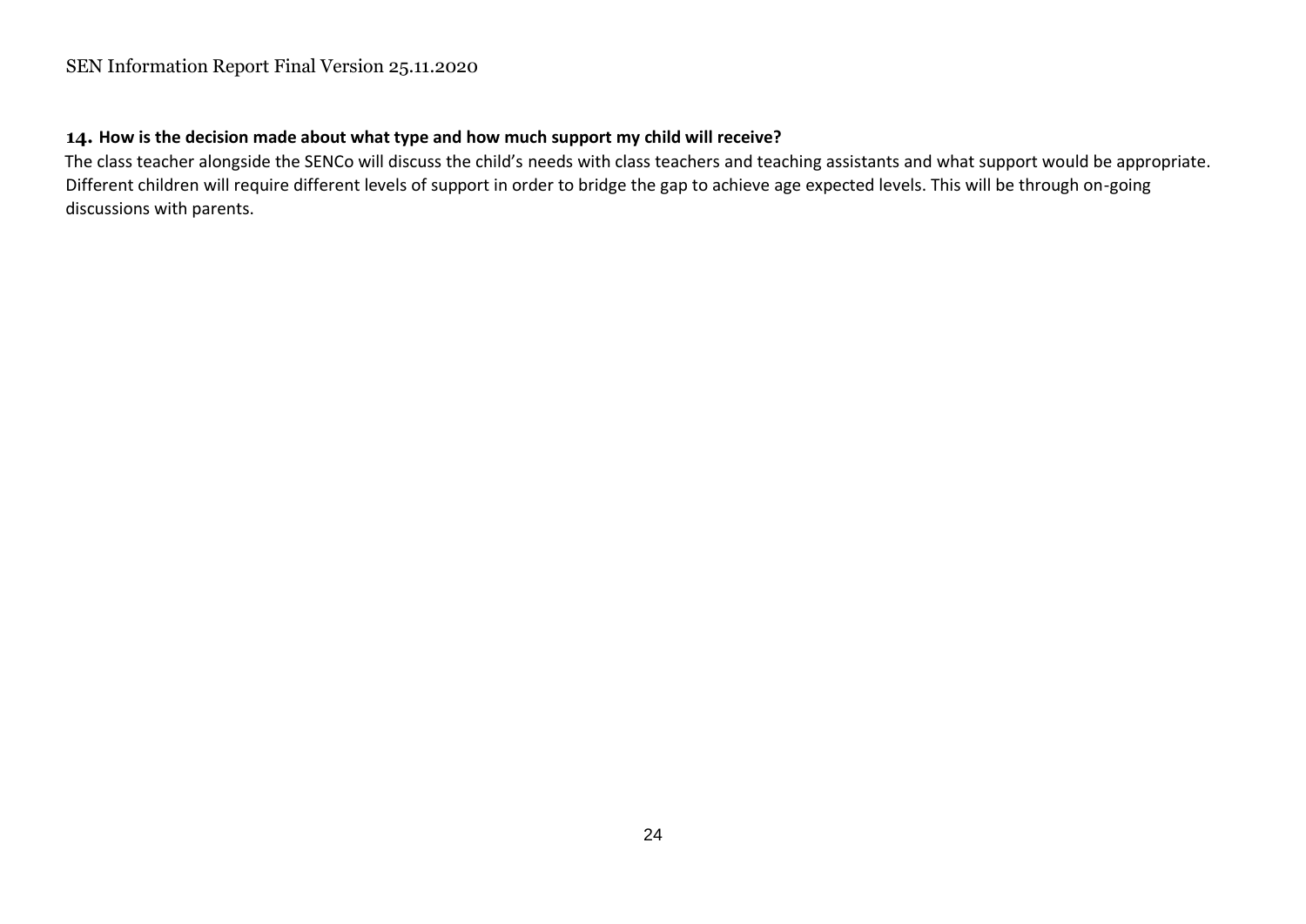**14. How is the decision made about what type and how much support my child will receive?**

The class teacher alongside the SENCo will discuss the child's needs with class teachers and teaching assistants and what support would be appropriate. Different children will require different levels of support in order to bridge the gap to achieve age expected levels. This will be through on-going discussions with parents.